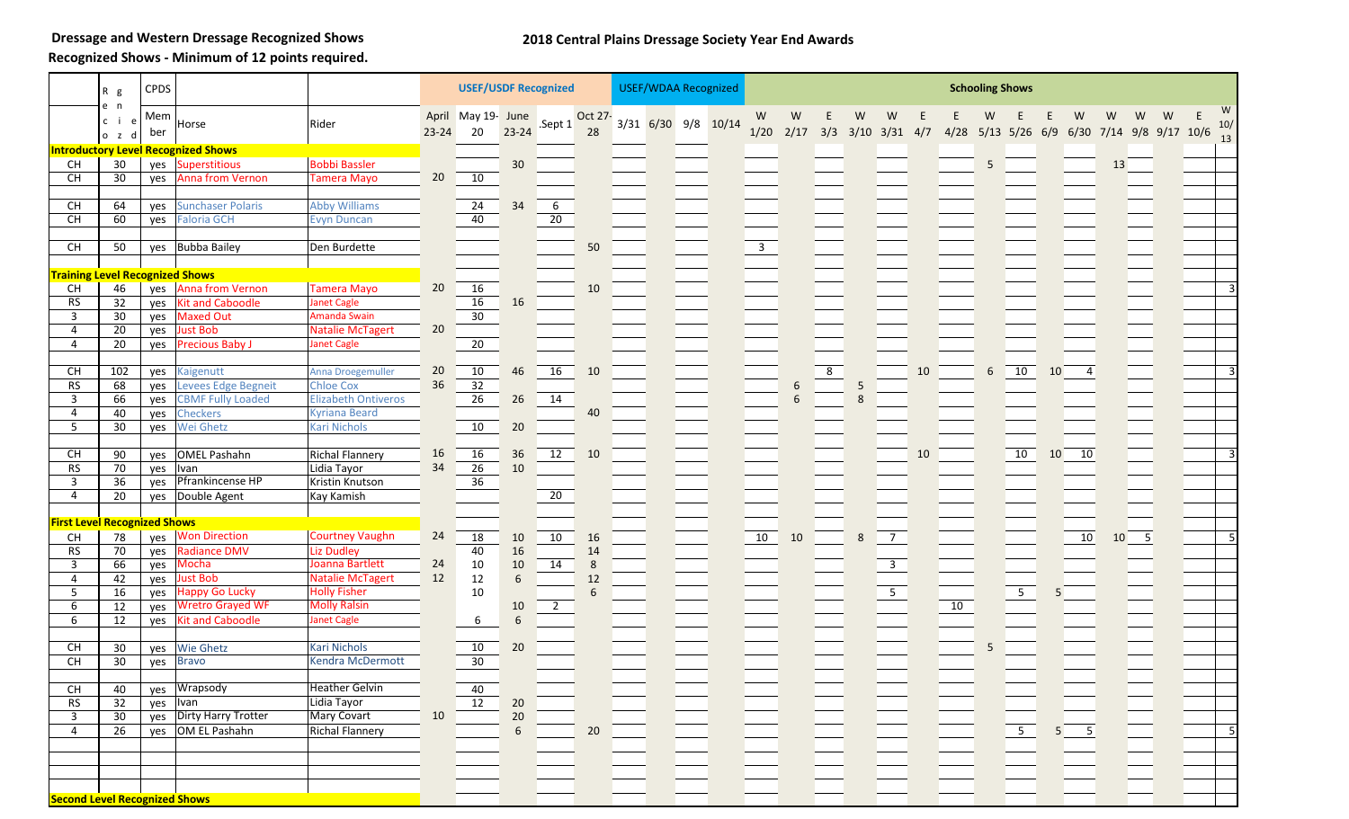**Dressage and Western Dressage Recognized Shows**

**Recognized Shows - Minimum of 12 points required.**

## 2018 Central Plains Dressage Society Year End Awards

| | Recognized | CPDS | | | USEF/USDF Recognized | | | | | USEF/WDAA Recognized | | | | Schooling Shows | | | | | | | | | | | | | | | |
|---|---|---|---|---|---|---|---|---|---|---|---|---|---|---|---|---|---|---|---|---|---|---|---|---|---|---|---|---|---|
| | | Member | Horse | Rider | April 23-24 | May 19-20 | June 23-24 | Sept 1 | Oct 27-28 | 3/31 | 6/30 | 9/8 | 10/14 | W 1/20 | W 2/17 | E 3/3 | W 3/10 | W 3/31 | E 4/7 | E 4/28 | W 5/13 | E 5/26 | E 6/9 | W 6/30 | W 7/14 | W 9/8 | W 9/17 | E 10/6 | W 10/13 |
| **Introductory Level Recognized Shows** | | | | | | | | | | | | | | | | | | | | | | | | | | | | | |
| CH | 30 | yes | Superstitious | Bobbi Bassler | | | 30 | | | | | | | | | | | | | | 5 | | | | 13 | | | | |
| CH | 30 | yes | Anna from Vernon | Tamera Mayo | 20 | 10 | | | | | | | | | | | | | | | | | | | | | | | |
| | | | | | | | | | | | | | | | | | | | | | | | | | | | | | |
| CH | 64 | yes | Sunchaser Polaris | Abby Williams | | 24 | 34 | 6 | | | | | | | | | | | | | | | | | | | | | |
| CH | 60 | yes | Faloria GCH | Evyn Duncan | | 40 | | 20 | | | | | | | | | | | | | | | | | | | | | |
| | | | | | | | | | | | | | | | | | | | | | | | | | | | | | |
| CH | 50 | yes | Bubba Bailey | Den Burdette | | | | | 50 | | | | | 3 | | | | | | | | | | | | | | | |
| | | | | | | | | | | | | | | | | | | | | | | | | | | | | | |
| **Training Level Recognized Shows** | | | | | | | | | | | | | | | | | | | | | | | | | | | | | |
| CH | 46 | yes | Anna from Vernon | Tamera Mayo | 20 | 16 | | | 10 | | | | | | | | | | | | | | | | | | | | 3 |
| RS | 32 | yes | Kit and Caboodle | Janet Cagle | | 16 | 16 | | | | | | | | | | | | | | | | | | | | | | |
| 3 | 30 | yes | Maxed Out | Amanda Swain | | 30 | | | | | | | | | | | | | | | | | | | | | | | |
| 4 | 20 | yes | Just Bob | Natalie McTagert | 20 | | | | | | | | | | | | | | | | | | | | | | | | |
| 4 | 20 | yes | Precious Baby J | Janet Cagle | | 20 | | | | | | | | | | | | | | | | | | | | | | | |
| | | | | | | | | | | | | | | | | | | | | | | | | | | | | | |
| CH | 102 | yes | Kaigenutt | Anna Droegemuller | 20 | 10 | 46 | 16 | 10 | | | | | | | 8 | | | 10 | | 6 | 10 | 10 | 4 | | | | | 3 |
| RS | 68 | yes | Levees Edge Begneit | Chloe Cox | 36 | 32 | | | | | | | | | 6 | | 5 | | | | | | | | | | | | |
| 3 | 66 | yes | CBMF Fully Loaded | Elizabeth Ontiveros | | 26 | 26 | 14 | | | | | | | 6 | | 8 | | | | | | | | | | | | |
| 4 | 40 | yes | Checkers | Kyriana Beard | | | | | 40 | | | | | | | | | | | | | | | | | | | | |
| 5 | 30 | yes | Wei Ghetz | Kari Nichols | | 10 | 20 | | | | | | | | | | | | | | | | | | | | | | |
| | | | | | | | | | | | | | | | | | | | | | | | | | | | | | |
| CH | 90 | yes | OMEL Pashahn | Richal Flannery | 16 | 16 | 36 | 12 | 10 | | | | | | | | | | 10 | | | 10 | 10 | 10 | | | | | 3 |
| RS | 70 | yes | Ivan | Lidia Tayor | 34 | 26 | 10 | | | | | | | | | | | | | | | | | | | | | | |
| 3 | 36 | yes | Pfrankincense HP | Kristin Knutson | | 36 | | | | | | | | | | | | | | | | | | | | | | | |
| 4 | 20 | yes | Double Agent | Kay Kamish | | | | 20 | | | | | | | | | | | | | | | | | | | | | |
| | | | | | | | | | | | | | | | | | | | | | | | | | | | | | |
| **First Level Recognized Shows** | | | | | | | | | | | | | | | | | | | | | | | | | | | | | |
| CH | 78 | yes | Won Direction | Courtney Vaughn | 24 | 18 | 10 | 10 | 16 | | | | | 10 | 10 | | 8 | 7 | | | | | | 10 | 10 | 5 | | | 5 |
| RS | 70 | yes | Radiance DMV | Liz Dudley | | 40 | 16 | | 14 | | | | | | | | | | | | | | | | | | | | |
| 3 | 66 | yes | Mocha | Joanna Bartlett | 24 | 10 | 10 | 14 | 8 | | | | | | | | | 3 | | | | | | | | | | | |
| 4 | 42 | yes | Just Bob | Natalie McTagert | 12 | 12 | 6 | | 12 | | | | | | | | | | | | | | | | | | | | |
| 5 | 16 | yes | Happy Go Lucky | Holly Fisher | | 10 | | | 6 | | | | | | | | | 5 | | | | 5 | 5 | | | | | | |
| 6 | 12 | yes | Wretro Grayed WF | Molly Ralsin | | | 10 | 2 | | | | | | | | | | | | 10 | | | | | | | | | |
| 6 | 12 | yes | Kit and Caboodle | Janet Cagle | | 6 | 6 | | | | | | | | | | | | | | | | | | | | | | |
| | | | | | | | | | | | | | | | | | | | | | | | | | | | | | |
| CH | 30 | yes | Wie Ghetz | Kari Nichols | | 10 | 20 | | | | | | | | | | | | | | 5 | | | | | | | | |
| CH | 30 | yes | Bravo | Kendra McDermott | | 30 | | | | | | | | | | | | | | | | | | | | | | | |
| | | | | | | | | | | | | | | | | | | | | | | | | | | | | | |
| CH | 40 | yes | Wrapsody | Heather Gelvin | | 40 | | | | | | | | | | | | | | | | | | | | | | | |
| RS | 32 | yes | Ivan | Lidia Tayor | | 12 | 20 | | | | | | | | | | | | | | | | | | | | | | |
| 3 | 30 | yes | Dirty Harry Trotter | Mary Covart | 10 | | 20 | | | | | | | | | | | | | | | | | | | | | | |
| 4 | 26 | yes | OM EL Pashahn | Richal Flannery | | | 6 | | 20 | | | | | | | | | | | | | 5 | 5 | 5 | | | | | 5 |
| | | | | | | | | | | | | | | | | | | | | | | | | | | | | | |
| **Second Level Recognized Shows** | | | | | | | | | | | | | | | | | | | | | | | | | | | | | |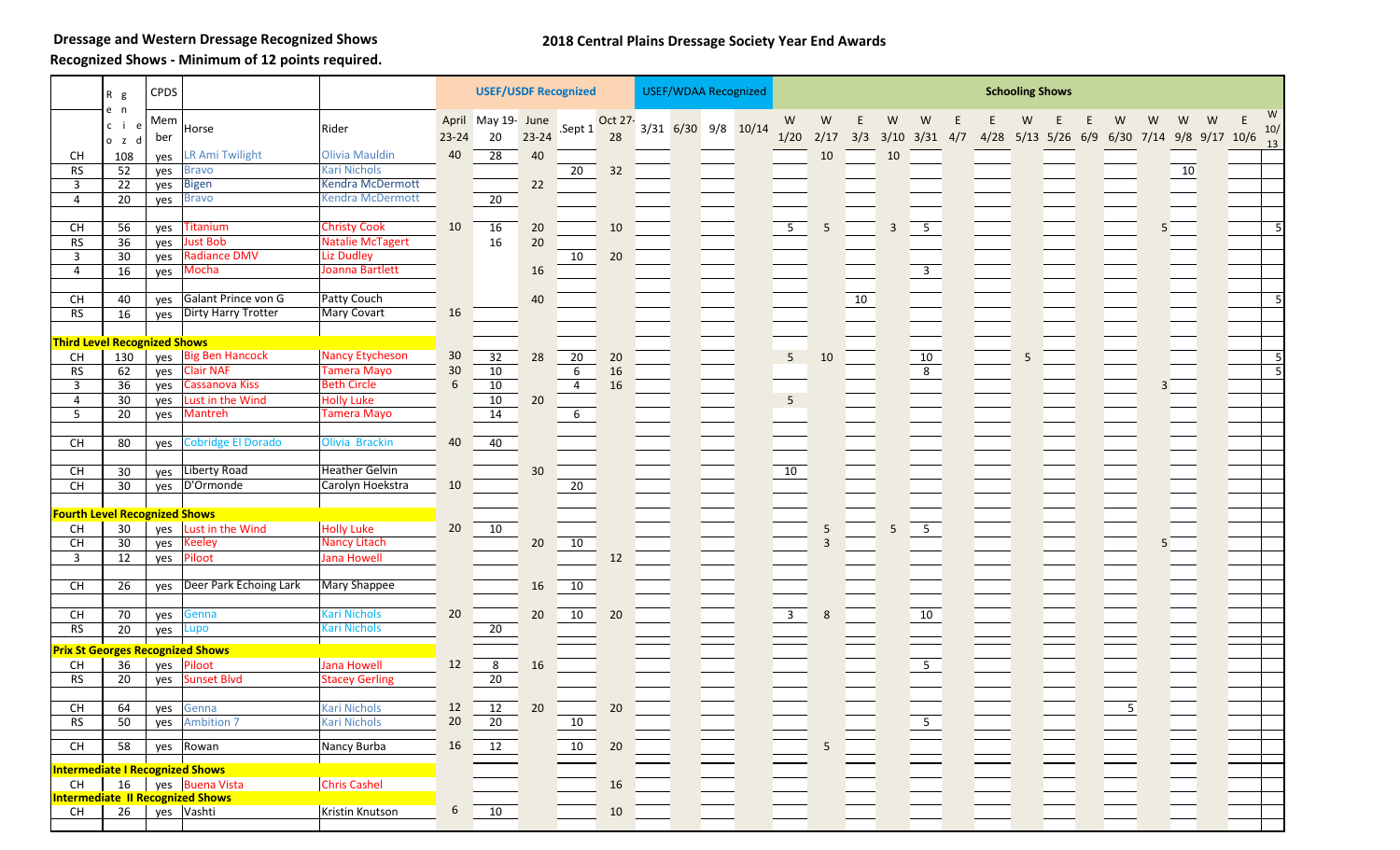**Dressage and Western Dressage Recognized Shows**

**2018 Central Plains Dressage Society Year End Awards**

**Recognized Shows - Minimum of 12 points required.**

| | Recognized | CPDS Member | Horse | Rider | USEF/USDF Recognized | | | | | USEF/WDAA Recognized | | | | Schooling Shows | | | | | | | | | | | | | | | |
|---|---|---|---|---|---|---|---|---|---|---|---|---|---|---|---|---|---|---|---|---|---|---|---|---|---|---|---|---|---|
| | | | | | April 23-24 | May 19-20 | June 23-24 | Sept 1 | Oct 27-28 | 3/31 | 6/30 | 9/8 | 10/14 | W 1/20 | W 2/17 | E 3/3 | W 3/10 | W 3/31 | E 4/7 | E 4/28 | W 5/13 | E 5/26 | E 6/9 | W 6/30 | W 7/14 | W 9/8 | W 9/17 | E 10/6 | W 10/13 |
| CH | 108 | yes | LR Ami Twilight | Olivia Mauldin | 40 | 28 | 40 | | | | | | | | 10 | | 10 | | | | | | | | | | | | |
| RS | 52 | yes | Bravo | Kari Nichols | | | | 20 | 32 | | | | | | | | | | | | | | | | | 10 | | | |
| 3 | 22 | yes | Bigen | Kendra McDermott | | | 22 | | | | | | | | | | | | | | | | | | | | | | |
| 4 | 20 | yes | Bravo | Kendra McDermott | | 20 | | | | | | | | | | | | | | | | | | | | | | | |
| CH | 56 | yes | Titanium | Christy Cook | 10 | 16 | 20 | | 10 | | | | | 5 | 5 | | 3 | 5 | | | | | | | 5 | | | | 5 |
| RS | 36 | yes | Just Bob | Natalie McTagert | | 16 | 20 | | | | | | | | | | | | | | | | | | | | | | |
| 3 | 30 | yes | Radiance DMV | Liz Dudley | | | | 10 | 20 | | | | | | | | | | | | | | | | | | | | |
| 4 | 16 | yes | Mocha | Joanna Bartlett | | | 16 | | | | | | | | | | | 3 | | | | | | | | | | | |
| CH | 40 | yes | Galant Prince von G | Patty Couch | | | 40 | | | | | | | | | 10 | | | | | | | | | | | | | 5 |
| RS | 16 | yes | Dirty Harry Trotter | Mary Covart | 16 | | | | | | | | | | | | | | | | | | | | | | | | |
| **Third Level Recognized Shows** | | | | | | | | | | | | | | | | | | | | | | | | | | | | | |
| CH | 130 | yes | Big Ben Hancock | Nancy Etycheson | 30 | 32 | 28 | 20 | 20 | | | | | 5 | 10 | | | 10 | | | 5 | | | | | | | | 5 |
| RS | 62 | yes | Clair NAF | Tamera Mayo | 30 | 10 | | 6 | 16 | | | | | | | | | 8 | | | | | | | | | | | 5 |
| 3 | 36 | yes | Cassanova Kiss | Beth Circle | 6 | 10 | | 4 | 16 | | | | | | | | | | | | | | | | 3 | | | | |
| 4 | 30 | yes | Lust in the Wind | Holly Luke | | 10 | 20 | | | | | | | 5 | | | | | | | | | | | | | | | |
| 5 | 20 | yes | Mantreh | Tamera Mayo | | 14 | | 6 | | | | | | | | | | | | | | | | | | | | | |
| CH | 80 | yes | Cobridge El Dorado | Olivia Brackin | 40 | 40 | | | | | | | | | | | | | | | | | | | | | | | |
| CH | 30 | yes | Liberty Road | Heather Gelvin | | | 30 | | | | | | | 10 | | | | | | | | | | | | | | | |
| CH | 30 | yes | D'Ormonde | Carolyn Hoekstra | 10 | | | 20 | | | | | | | | | | | | | | | | | | | | | |
| **Fourth Level Recognized Shows** | | | | | | | | | | | | | | | | | | | | | | | | | | | | | |
| CH | 30 | yes | Lust in the Wind | Holly Luke | 20 | 10 | | | | | | | | | 5 | | 5 | 5 | | | | | | | | | | | |
| CH | 30 | yes | Keeley | Nancy Litach | | | 20 | 10 | | | | | | | 3 | | | | | | | | | | 5 | | | | |
| 3 | 12 | yes | Piloot | Jana Howell | | | | | 12 | | | | | | | | | | | | | | | | | | | | |
| CH | 26 | yes | Deer Park Echoing Lark | Mary Shappee | | | 16 | 10 | | | | | | | | | | | | | | | | | | | | | |
| CH | 70 | yes | Genna | Kari Nichols | 20 | | 20 | 10 | 20 | | | | | 3 | 8 | | | 10 | | | | | | | | | | | |
| RS | 20 | yes | Lupo | Kari Nichols | | 20 | | | | | | | | | | | | | | | | | | | | | | | |
| **Prix St Georges Recognized Shows** | | | | | | | | | | | | | | | | | | | | | | | | | | | | | |
| CH | 36 | yes | Piloot | Jana Howell | 12 | 8 | 16 | | | | | | | | | | | 5 | | | | | | | | | | | |
| RS | 20 | yes | Sunset Blvd | Stacey Gerling | | 20 | | | | | | | | | | | | | | | | | | | | | | | |
| CH | 64 | yes | Genna | Kari Nichols | 12 | 12 | 20 | | 20 | | | | | | | | | | | | | | | 5 | | | | | |
| RS | 50 | yes | Ambition 7 | Kari Nichols | 20 | 20 | | 10 | | | | | | | | | | 5 | | | | | | | | | | | |
| CH | 58 | yes | Rowan | Nancy Burba | 16 | 12 | | 10 | 20 | | | | | | 5 | | | | | | | | | | | | | | |
| **Intermediate I Recognized Shows** | | | | | | | | | | | | | | | | | | | | | | | | | | | | | |
| CH | 16 | yes | Buena Vista | Chris Cashel | | | | | 16 | | | | | | | | | | | | | | | | | | | | |
| **Intermediate II Recognized Shows** | | | | | | | | | | | | | | | | | | | | | | | | | | | | | |
| CH | 26 | yes | Vashti | Kristin Knutson | 6 | 10 | | | 10 | | | | | | | | | | | | | | | | | | | | |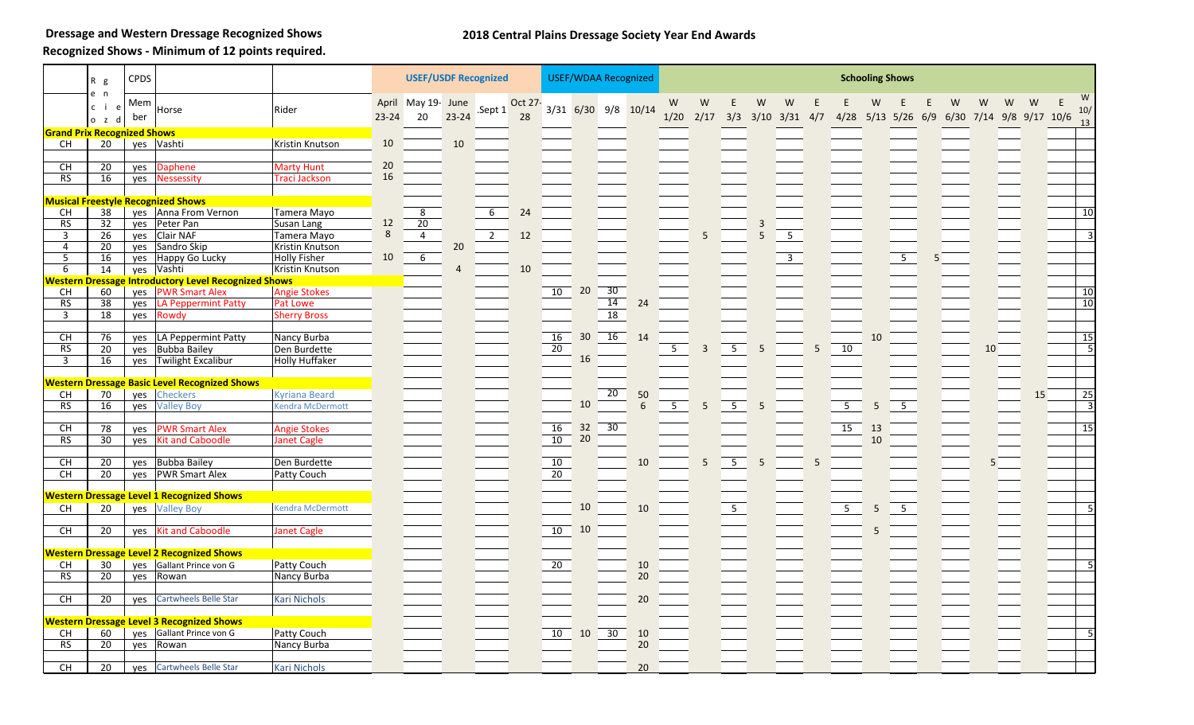**Dressage and Western Dressage Recognized Shows**

**Recognized Shows - Minimum of 12 points required.**

## 2018 Central Plains Dressage Society Year End Awards

| Recognized | | CPDS | | | USEF/USDF Recognized | | | | | USEF/WDAA Recognized | | | | Schooling Shows | | | | | | | | | | | | | | | |
|---|---|---|---|---|---|---|---|---|---|---|---|---|---|---|---|---|---|---|---|---|---|---|---|---|---|---|---|---|---|
| | | Member | Horse | Rider | April 23-24 | May 19-20 | June 23-24 | Sept 1 | Oct 27-28 | 3/31 | 6/30 | 9/8 | 10/14 | W 1/20 | W 2/17 | E 3/3 | W 3/10 | W 3/31 | E 4/7 | E 4/28 | W 5/13 | E 5/26 | E 6/9 | W 6/30 | W 7/14 | W 9/8 | W 9/17 | E 10/6 | W 10/13 |
| **Grand Prix Recognized Shows** | | | | | | | | | | | | | | | | | | | | | | | | | | | | | |
| CH | 20 | yes | Vashti | Kristin Knutson | 10 | | 10 | | | | | | | | | | | | | | | | | | | | | | |
| CH | 20 | yes | Daphene | Marty Hunt | 20 | | | | | | | | | | | | | | | | | | | | | | | | |
| RS | 16 | yes | Nessessity | Traci Jackson | 16 | | | | | | | | | | | | | | | | | | | | | | | | |
| **Musical Freestyle Recognized Shows** | | | | | | | | | | | | | | | | | | | | | | | | | | | | | |
| CH | 38 | yes | Anna From Vernon | Tamera Mayo | | 8 | | 6 | 24 | | | | | | | | | | | | | | | | | | | | 10 |
| RS | 32 | yes | Peter Pan | Susan Lang | 12 | 20 | | | | | | | | | | | 3 | | | | | | | | | | | | |
| 3 | 26 | yes | Clair NAF | Tamera Mayo | 8 | 4 | | 2 | 12 | | | | | | 5 | | 5 | 5 | | | | | | | | | | | 3 |
| 4 | 20 | yes | Sandro Skip | Kristin Knutson | | | 20 | | | | | | | | | | | | | | | | | | | | | | |
| 5 | 16 | yes | Happy Go Lucky | Holly Fisher | 10 | 6 | | | | | | | | | | | | 3 | | | | 5 | 5 | | | | | | |
| 6 | 14 | yes | Vashti | Kristin Knutson | | | 4 | | 10 | | | | | | | | | | | | | | | | | | | | |
| **Western Dressage Introductory Level Recognized Shows** | | | | | | | | | | | | | | | | | | | | | | | | | | | | | |
| CH | 60 | yes | PWR Smart Alex | Angie Stokes | | | | | | 10 | 20 | 30 | | | | | | | | | | | | | | | | | 10 |
| RS | 38 | yes | LA Peppermint Patty | Pat Lowe | | | | | | | | 14 | 24 | | | | | | | | | | | | | | | | 10 |
| 3 | 18 | yes | Rowdy | Sherry Bross | | | | | | | | 18 | | | | | | | | | | | | | | | | | |
| CH | 76 | yes | LA Peppermint Patty | Nancy Burba | | | | | | 16 | 30 | 16 | 14 | | | | | | | | 10 | | | | | | | | 15 |
| RS | 20 | yes | Bubba Bailey | Den Burdette | | | | | | 20 | | | | 5 | 3 | 5 | 5 | | 5 | 10 | | | | | 10 | | | | 5 |
| 3 | 16 | yes | Twilight Excalibur | Holly Huffaker | | | | | | | 16 | | | | | | | | | | | | | | | | | | |
| **Western Dressage Basic Level Recognized Shows** | | | | | | | | | | | | | | | | | | | | | | | | | | | | | |
| CH | 70 | yes | Checkers | Kyriana Beard | | | | | | | | 20 | 50 | | | | | | | | | | | | | | 15 | | 25 |
| RS | 16 | yes | Valley Boy | Kendra McDermott | | | | | | | 10 | | 6 | 5 | 5 | 5 | 5 | | | 5 | 5 | 5 | | | | | | | 3 |
| CH | 78 | yes | PWR Smart Alex | Angie Stokes | | | | | | 16 | 32 | 30 | | | | | | | | 15 | 13 | | | | | | | | 15 |
| RS | 30 | yes | Kit and Caboodle | Janet Cagle | | | | | | 10 | 20 | | | | | | | | | | 10 | | | | | | | | |
| CH | 20 | yes | Bubba Bailey | Den Burdette | | | | | | 10 | | | 10 | | 5 | 5 | 5 | | 5 | | | | | | 5 | | | | |
| CH | 20 | yes | PWR Smart Alex | Patty Couch | | | | | | 20 | | | | | | | | | | | | | | | | | | | |
| **Western Dressage Level 1 Recognized Shows** | | | | | | | | | | | | | | | | | | | | | | | | | | | | | |
| CH | 20 | yes | Valley Boy | Kendra McDermott | | | | | | | 10 | | 10 | | | 5 | | | | 5 | 5 | 5 | | | | | | | 5 |
| CH | 20 | yes | Kit and Caboodle | Janet Cagle | | | | | | 10 | 10 | | | | | | | | | | 5 | | | | | | | | |
| **Western Dressage Level 2 Recognized Shows** | | | | | | | | | | | | | | | | | | | | | | | | | | | | | |
| CH | 30 | yes | Gallant Prince von G | Patty Couch | | | | | | 20 | | | 10 | | | | | | | | | | | | | | | | 5 |
| RS | 20 | yes | Rowan | Nancy Burba | | | | | | | | | 20 | | | | | | | | | | | | | | | | |
| CH | 20 | yes | Cartwheels Belle Star | Kari Nichols | | | | | | | | | 20 | | | | | | | | | | | | | | | | |
| **Western Dressage Level 3 Recognized Shows** | | | | | | | | | | | | | | | | | | | | | | | | | | | | | |
| CH | 60 | yes | Gallant Prince von G | Patty Couch | | | | | | 10 | 10 | 30 | 10 | | | | | | | | | | | | | | | | 5 |
| RS | 20 | yes | Rowan | Nancy Burba | | | | | | | | | 20 | | | | | | | | | | | | | | | | |
| CH | 20 | yes | Cartwheels Belle Star | Kari Nichols | | | | | | | | | 20 | | | | | | | | | | | | | | | | |